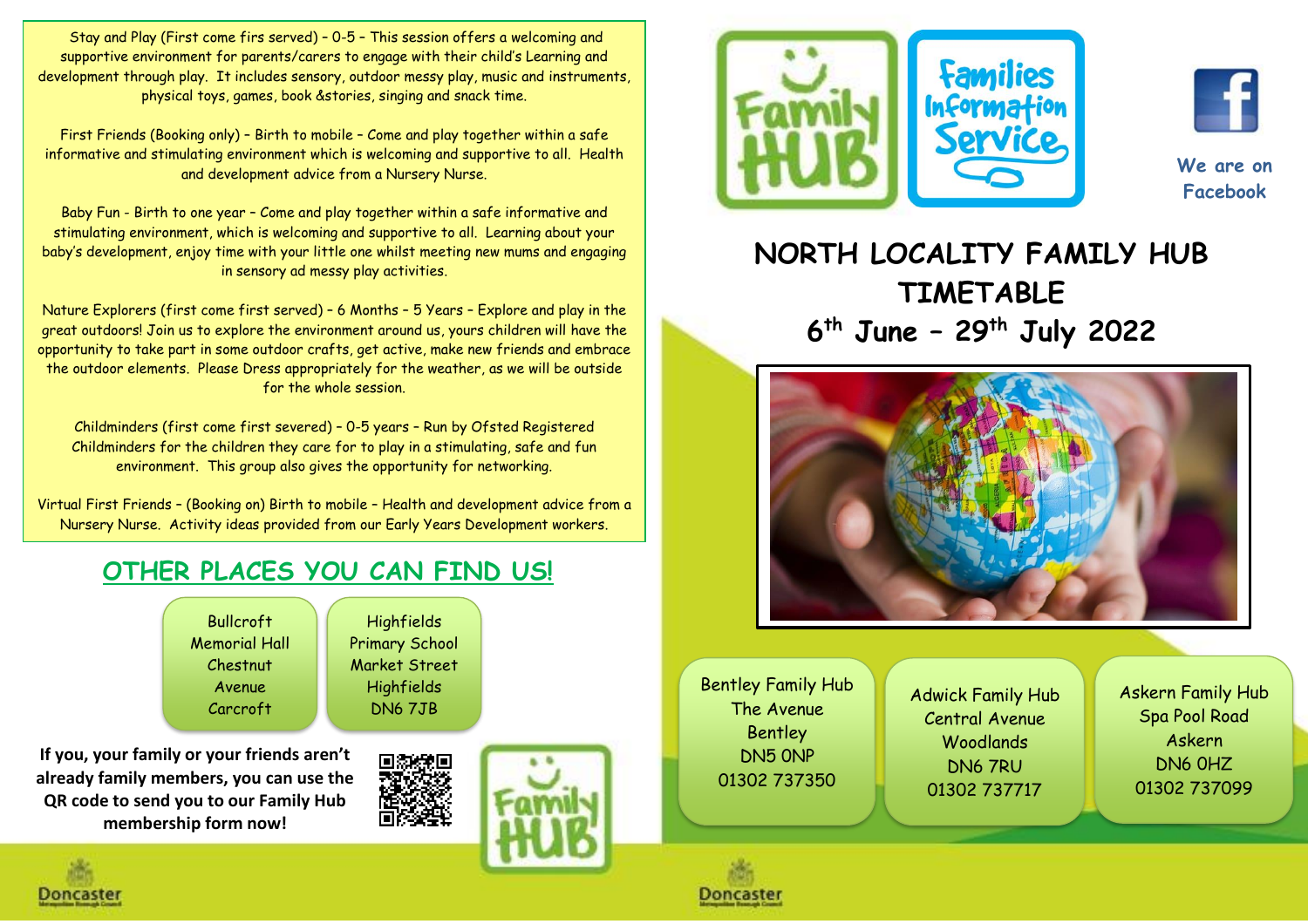Stay and Play (First come firs served) – 0-5 – This session offers a welcoming and supportive environment for parents/carers to engage with their child's Learning and development through play. It includes sensory, outdoor messy play, music and instruments, physical toys, games, book &stories, singing and snack time.

First Friends (Booking only) – Birth to mobile – Come and play together within a safe informative and stimulating environment which is welcoming and supportive to all. Health and development advice from a Nursery Nurse.

Baby Fun - Birth to one year – Come and play together within a safe informative and stimulating environment, which is welcoming and supportive to all. Learning about your baby's development, enjoy time with your little one whilst meeting new mums and engaging in sensory ad messy play activities.

Nature Explorers (first come first served) – 6 Months – 5 Years – Explore and play in the great outdoors! Join us to explore the environment around us, yours children will have the opportunity to take part in some outdoor crafts, get active, make new friends and embrace the outdoor elements. Please Dress appropriately for the weather, as we will be outside for the whole session.

Childminders (first come first severed) – 0-5 years – Run by Ofsted Registered Childminders for the children they care for to play in a stimulating, safe and fun environment. This group also gives the opportunity for networking.

Virtual First Friends – (Booking on) Birth to mobile – Health and development advice from a Nursery Nurse. Activity ideas provided from our Early Years Development workers.

## OTHER PLACES YOU CAN FIND US!

Bullcroft Memorial Hall
Chestnut Avenue
Carcroft

Highfields Primary School
Market Street
Highfields
DN6 7JB

**If you, your family or your friends aren't already family members, you can use the QR code to send you to our Family Hub membership form now!**

Family HUB

Families Information Service

We are on Facebook

# NORTH LOCALITY FAMILY HUB TIMETABLE

## 6th June – 29th July 2022

Bentley Family Hub
The Avenue
Bentley
DN5 0NP
01302 737350

Adwick Family Hub
Central Avenue
Woodlands
DN6 7RU
01302 737717

Askern Family Hub
Spa Pool Road
Askern
DN6 0HZ
01302 737099

Doncaster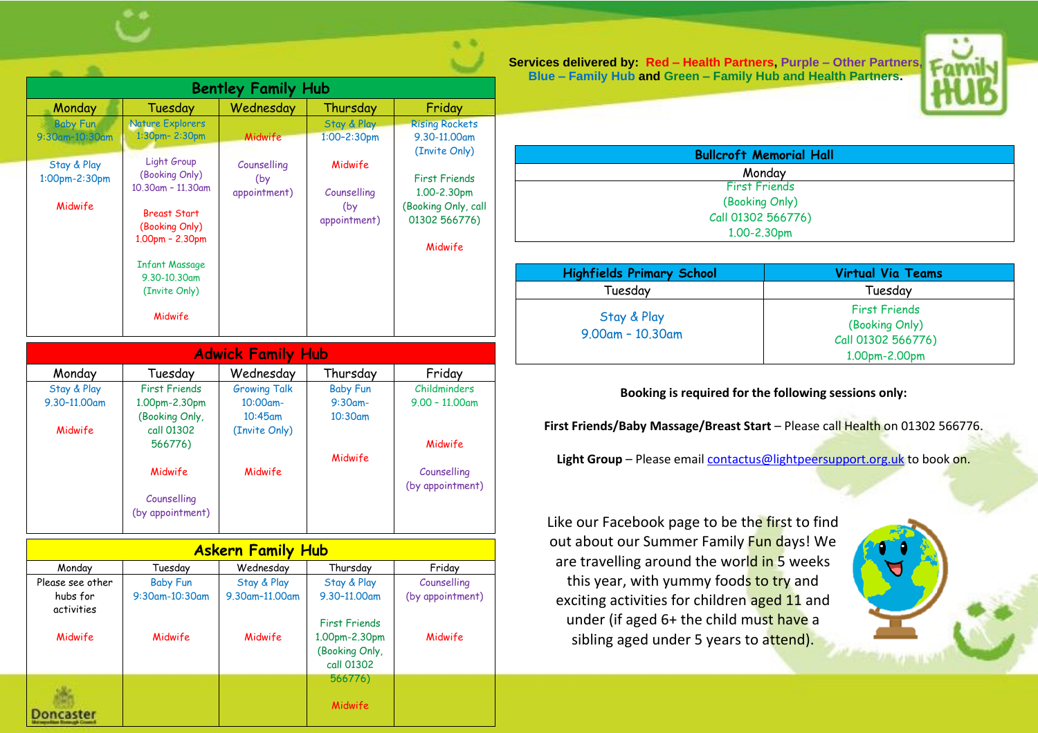**Services delivered by: Red – Health Partners, Purple – Other Partners, Blue – Family Hub and Green – Family Hub and Health Partners.**

## Bentley Family Hub

| Monday | Tuesday | Wednesday | Thursday | Friday |
|---|---|---|---|---|
| Baby Fun 9:30am-10:30am<br><br>Stay & Play 1:00pm-2:30pm<br><br>Midwife | Nature Explorers 1:30pm- 2:30pm<br><br>Light Group (Booking Only) 10.30am – 11.30am<br><br>Breast Start (Booking Only) 1.00pm – 2.30pm<br><br>Infant Massage 9.30-10.30am (Invite Only)<br><br>Midwife | Midwife<br><br>Counselling (by appointment) | Stay & Play 1:00-2:30pm<br><br>Midwife<br><br>Counselling (by appointment) | Rising Rockets 9.30-11.00am (Invite Only)<br><br>First Friends 1.00-2.30pm (Booking Only, call 01302 566776)<br><br>Midwife |

## Adwick Family Hub

| Monday | Tuesday | Wednesday | Thursday | Friday |
|---|---|---|---|---|
| Stay & Play 9.30-11.00am<br><br>Midwife | First Friends 1.00pm-2.30pm (Booking Only, call 01302 566776)<br><br>Midwife<br><br>Counselling (by appointment) | Growing Talk 10:00am-10:45am (Invite Only)<br><br>Midwife | Baby Fun 9:30am-10:30am<br><br>Midwife | Childminders 9.00 – 11.00am<br><br>Midwife<br><br>Counselling (by appointment) |

## Askern Family Hub

| Monday | Tuesday | Wednesday | Thursday | Friday |
|---|---|---|---|---|
| Please see other hubs for activities<br><br>Midwife | Baby Fun 9:30am-10:30am<br><br>Midwife | Stay & Play 9.30am-11.00am<br><br>Midwife | Stay & Play 9.30-11.00am<br><br>First Friends 1.00pm-2.30pm (Booking Only, call 01302 566776)<br><br>Midwife | Counselling (by appointment)<br><br>Midwife |

## Bullcroft Memorial Hall

| Monday |
|---|
| First Friends (Booking Only) Call 01302 566776) 1.00-2.30pm |

| Highfields Primary School | Virtual Via Teams |
|---|---|
| Tuesday | Tuesday |
| Stay & Play 9.00am – 10.30am | First Friends (Booking Only) Call 01302 566776) 1.00pm-2.00pm |

**Booking is required for the following sessions only:**

**First Friends/Baby Massage/Breast Start** – Please call Health on 01302 566776.

**Light Group** – Please email contactus@lightpeersupport.org.uk to book on.

Like our Facebook page to be the first to find out about our Summer Family Fun days! We are travelling around the world in 5 weeks this year, with yummy foods to try and exciting activities for children aged 11 and under (if aged 6+ the child must have a sibling aged under 5 years to attend).

Doncaster